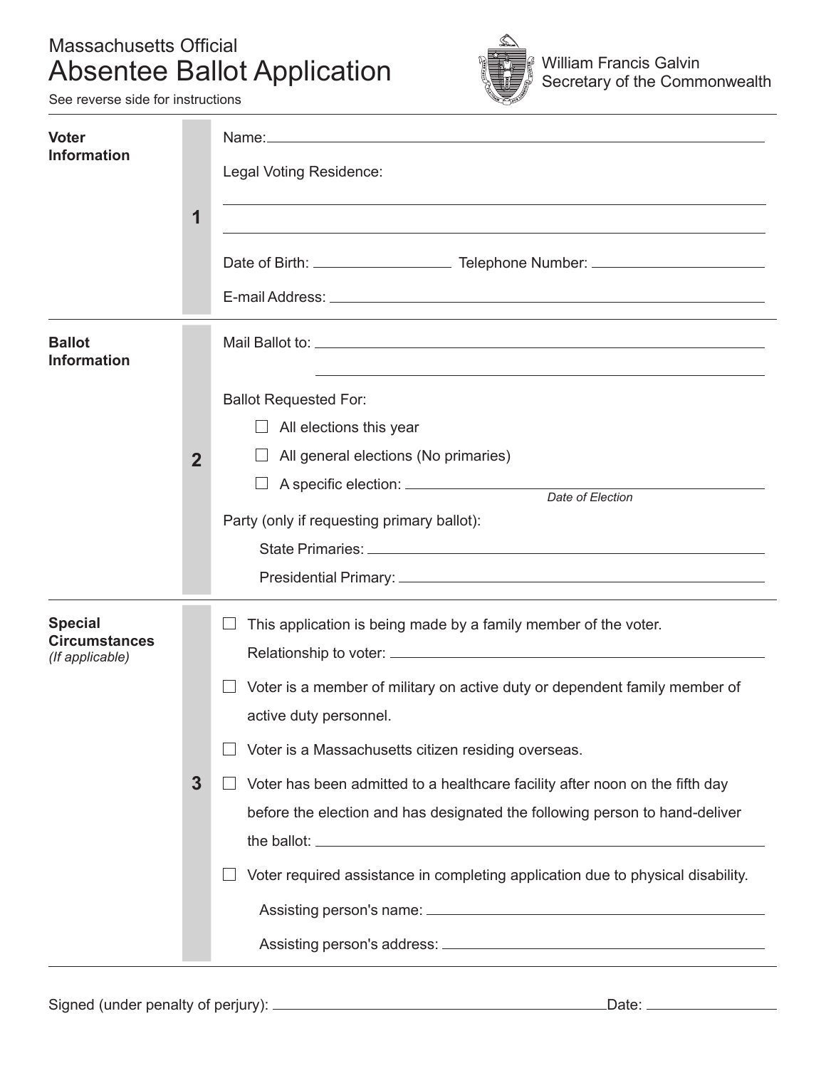Massachusetts Official

# Absentee Ballot Application

See reverse side for instructions

William Francis Galvin
Secretary of the Commonwealth

---

**Voter Information**

**1**

Name: ____________________

Legal Voting Residence:

____________________

____________________

Date of Birth: ____________ Telephone Number: ____________

E-mail Address: ____________________

---

**Ballot Information**

**2**

Mail Ballot to: ____________________

____________________

Ballot Requested For:

- ☐ All elections this year
- ☐ All general elections (No primaries)
- ☐ A specific election: ____________________
  *Date of Election*

Party (only if requesting primary ballot):

State Primaries: ____________________

Presidential Primary: ____________________

---

**Special Circumstances**
*(If applicable)*

**3**

- ☐ This application is being made by a family member of the voter.
  Relationship to voter: ____________________
- ☐ Voter is a member of military on active duty or dependent family member of active duty personnel.
- ☐ Voter is a Massachusetts citizen residing overseas.
- ☐ Voter has been admitted to a healthcare facility after noon on the fifth day before the election and has designated the following person to hand-deliver the ballot: ____________________
- ☐ Voter required assistance in completing application due to physical disability.
  Assisting person's name: ____________________
  Assisting person's address: ____________________

---

Signed (under penalty of perjury): ____________________ Date: ____________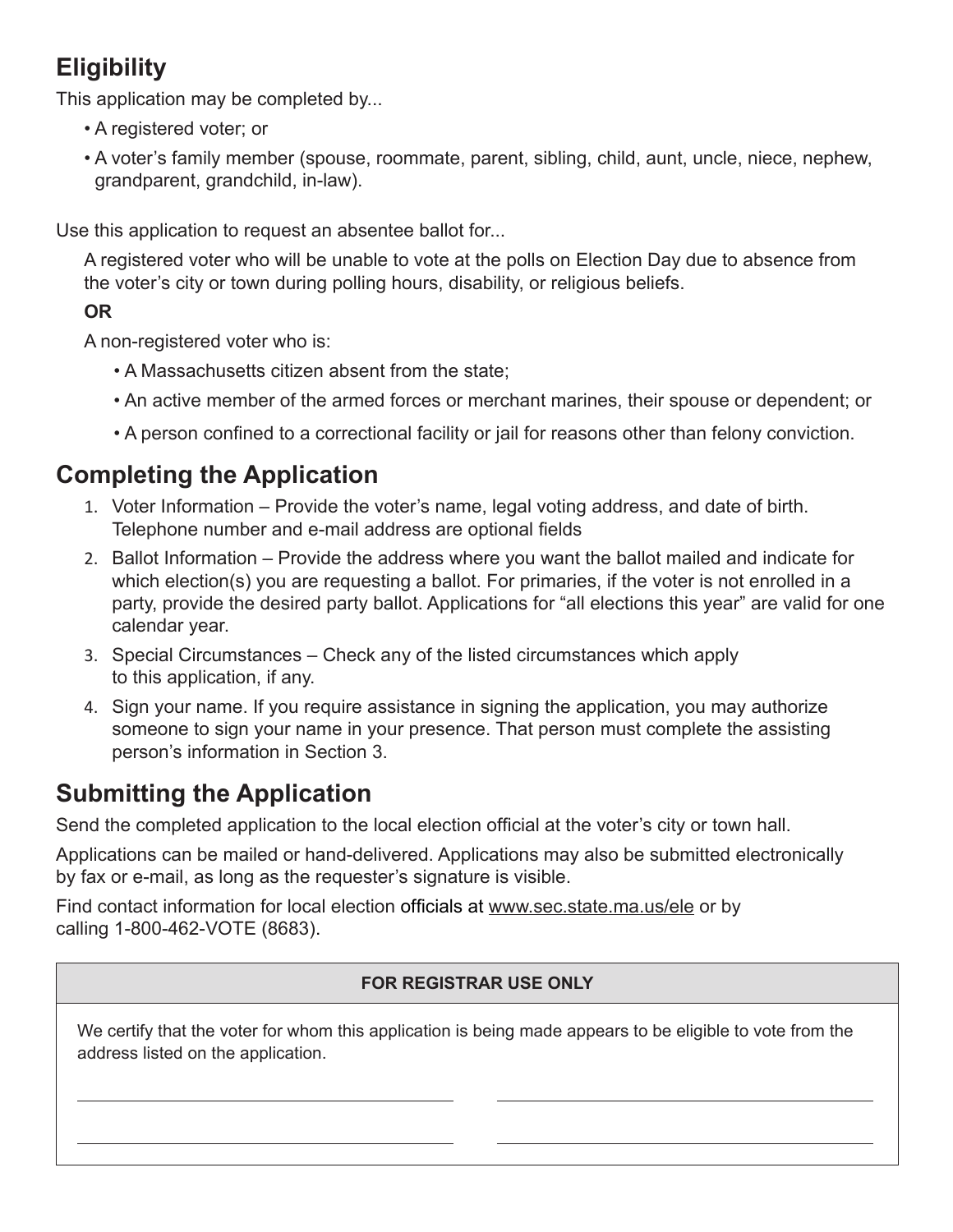## Eligibility

This application may be completed by...

- A registered voter; or
- A voter's family member (spouse, roommate, parent, sibling, child, aunt, uncle, niece, nephew, grandparent, grandchild, in-law).

Use this application to request an absentee ballot for...

A registered voter who will be unable to vote at the polls on Election Day due to absence from the voter's city or town during polling hours, disability, or religious beliefs.

**OR**

A non-registered voter who is:

- A Massachusetts citizen absent from the state;
- An active member of the armed forces or merchant marines, their spouse or dependent; or
- A person confined to a correctional facility or jail for reasons other than felony conviction.

## Completing the Application

1. Voter Information – Provide the voter's name, legal voting address, and date of birth. Telephone number and e-mail address are optional fields
2. Ballot Information – Provide the address where you want the ballot mailed and indicate for which election(s) you are requesting a ballot. For primaries, if the voter is not enrolled in a party, provide the desired party ballot. Applications for "all elections this year" are valid for one calendar year.
3. Special Circumstances – Check any of the listed circumstances which apply to this application, if any.
4. Sign your name. If you require assistance in signing the application, you may authorize someone to sign your name in your presence. That person must complete the assisting person's information in Section 3.

## Submitting the Application

Send the completed application to the local election official at the voter's city or town hall.

Applications can be mailed or hand-delivered. Applications may also be submitted electronically by fax or e-mail, as long as the requester's signature is visible.

Find contact information for local election officials at www.sec.state.ma.us/ele or by calling 1-800-462-VOTE (8683).

**FOR REGISTRAR USE ONLY**

We certify that the voter for whom this application is being made appears to be eligible to vote from the address listed on the application.

\_\_\_\_\_\_\_\_\_\_\_\_\_\_\_\_\_\_\_\_\_\_\_\_\_\_\_\_ \_\_\_\_\_\_\_\_\_\_\_\_\_\_\_\_\_\_\_\_\_\_\_\_\_\_\_\_

\_\_\_\_\_\_\_\_\_\_\_\_\_\_\_\_\_\_\_\_\_\_\_\_\_\_\_\_ \_\_\_\_\_\_\_\_\_\_\_\_\_\_\_\_\_\_\_\_\_\_\_\_\_\_\_\_